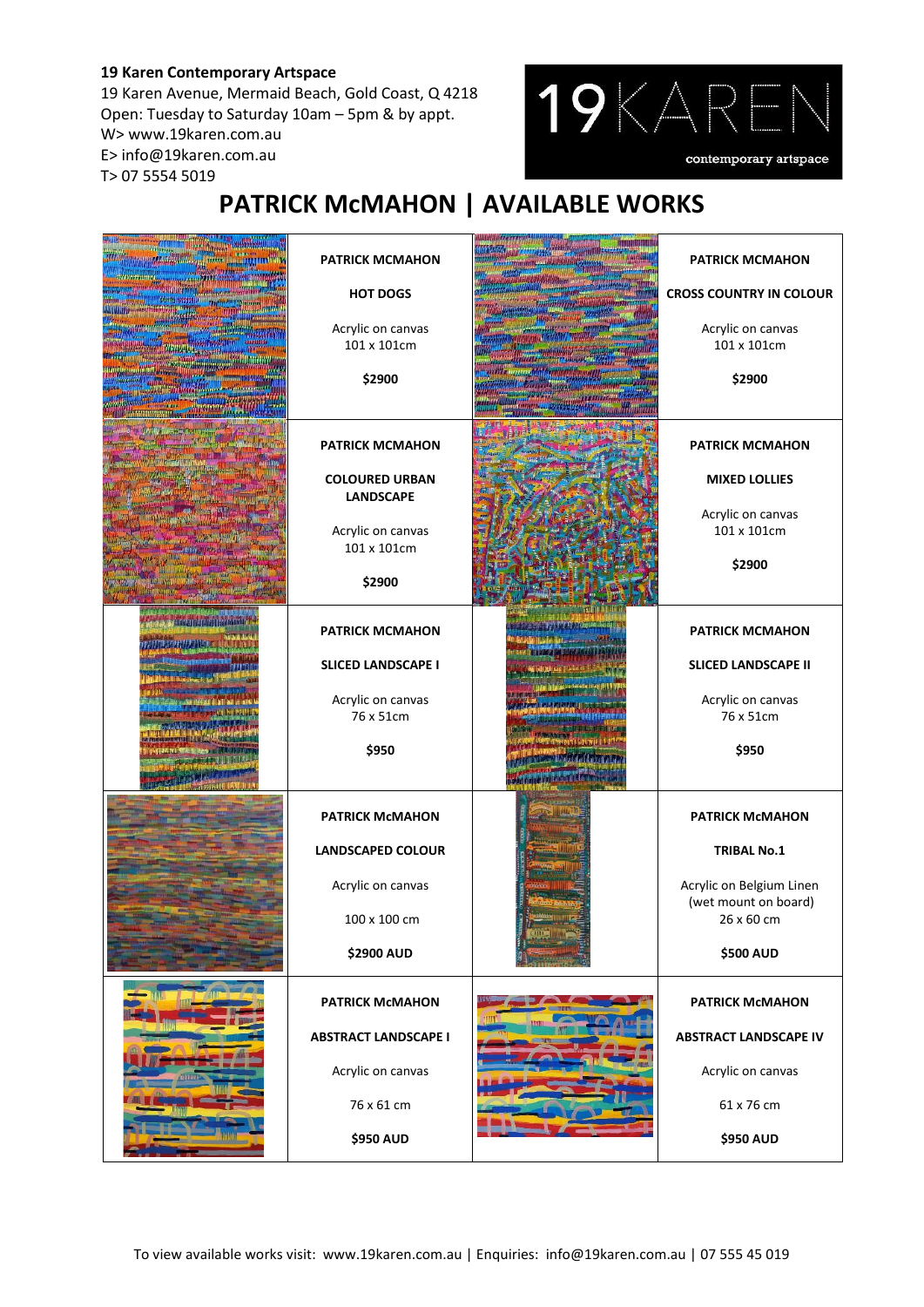**19 Karen Contemporary Artspace**
19 Karen Avenue, Mermaid Beach, Gold Coast, Q 4218
Open: Tuesday to Saturday 10am – 5pm & by appt.
W> www.19karen.com.au
E> info@19karen.com.au
T> 07 5554 5019

19KAREN
contemporary artspace

# PATRICK McMAHON | AVAILABLE WORKS

| | | | |
|---|---|---|---|
| | **PATRICK MCMAHON**<br>**HOT DOGS**<br>Acrylic on canvas<br>101 x 101cm<br>**$2900** | | **PATRICK MCMAHON**<br>**CROSS COUNTRY IN COLOUR**<br>Acrylic on canvas<br>101 x 101cm<br>**$2900** |
| | **PATRICK MCMAHON**<br>**COLOURED URBAN LANDSCAPE**<br>Acrylic on canvas<br>101 x 101cm<br>**$2900** | | **PATRICK MCMAHON**<br>**MIXED LOLLIES**<br>Acrylic on canvas<br>101 x 101cm<br>**$2900** |
| | **PATRICK MCMAHON**<br>**SLICED LANDSCAPE I**<br>Acrylic on canvas<br>76 x 51cm<br>**$950** | | **PATRICK MCMAHON**<br>**SLICED LANDSCAPE II**<br>Acrylic on canvas<br>76 x 51cm<br>**$950** |
| | **PATRICK McMAHON**<br>**LANDSCAPED COLOUR**<br>Acrylic on canvas<br>100 x 100 cm<br>**$2900 AUD** | | **PATRICK McMAHON**<br>**TRIBAL No.1**<br>Acrylic on Belgium Linen (wet mount on board)<br>26 x 60 cm<br>**$500 AUD** |
| | **PATRICK McMAHON**<br>**ABSTRACT LANDSCAPE I**<br>Acrylic on canvas<br>76 x 61 cm<br>**$950 AUD** | | **PATRICK McMAHON**<br>**ABSTRACT LANDSCAPE IV**<br>Acrylic on canvas<br>61 x 76 cm<br>**$950 AUD** |

To view available works visit: www.19karen.com.au | Enquiries: info@19karen.com.au | 07 555 45 019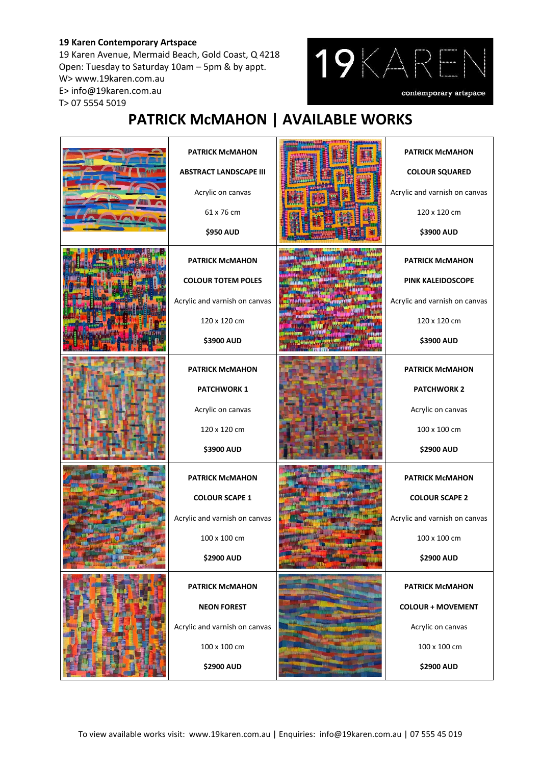**19 Karen Contemporary Artspace**
19 Karen Avenue, Mermaid Beach, Gold Coast, Q 4218
Open: Tuesday to Saturday 10am – 5pm & by appt.
W> www.19karen.com.au
E> info@19karen.com.au
T> 07 5554 5019

19KAREN
contemporary artspace

# PATRICK McMAHON | AVAILABLE WORKS

| | | | |
|---|---|---|---|
| | **PATRICK McMAHON**<br>**ABSTRACT LANDSCAPE III**<br>Acrylic on canvas<br>61 x 76 cm<br>**$950 AUD** | | **PATRICK McMAHON**<br>**COLOUR SQUARED**<br>Acrylic and varnish on canvas<br>120 x 120 cm<br>**$3900 AUD** |
| | **PATRICK McMAHON**<br>**COLOUR TOTEM POLES**<br>Acrylic and varnish on canvas<br>120 x 120 cm<br>**$3900 AUD** | | **PATRICK McMAHON**<br>**PINK KALEIDOSCOPE**<br>Acrylic and varnish on canvas<br>120 x 120 cm<br>**$3900 AUD** |
| | **PATRICK McMAHON**<br>**PATCHWORK 1**<br>Acrylic on canvas<br>120 x 120 cm<br>**$3900 AUD** | | **PATRICK McMAHON**<br>**PATCHWORK 2**<br>Acrylic on canvas<br>100 x 100 cm<br>**$2900 AUD** |
| | **PATRICK McMAHON**<br>**COLOUR SCAPE 1**<br>Acrylic and varnish on canvas<br>100 x 100 cm<br>**$2900 AUD** | | **PATRICK McMAHON**<br>**COLOUR SCAPE 2**<br>Acrylic and varnish on canvas<br>100 x 100 cm<br>**$2900 AUD** |
| | **PATRICK McMAHON**<br>**NEON FOREST**<br>Acrylic and varnish on canvas<br>100 x 100 cm<br>**$2900 AUD** | | **PATRICK McMAHON**<br>**COLOUR + MOVEMENT**<br>Acrylic on canvas<br>100 x 100 cm<br>**$2900 AUD** |

To view available works visit: www.19karen.com.au | Enquiries: info@19karen.com.au | 07 555 45 019